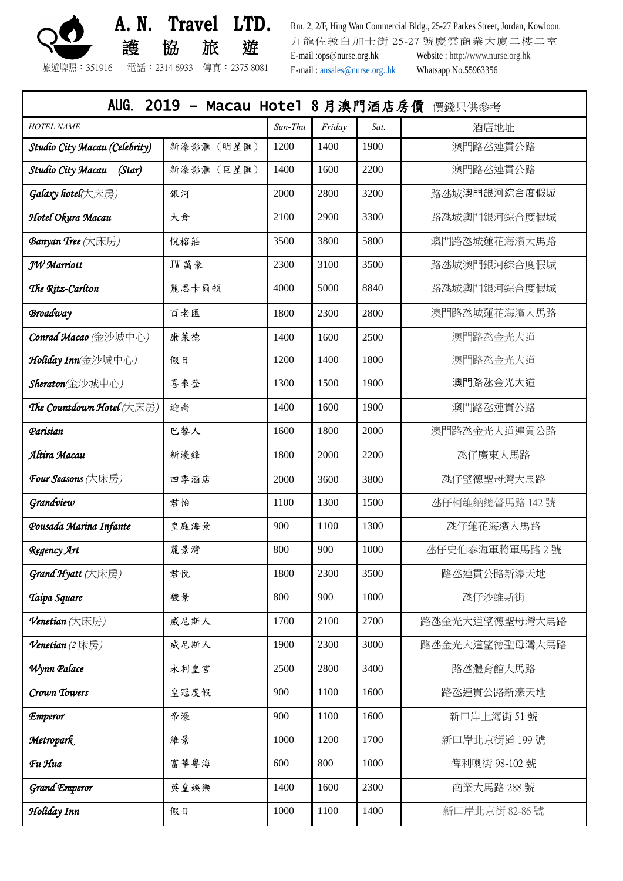**A. N. Travel LTD.**
**護 協 旅 遊**

旅遊牌照：351916 電話：2314 6933 傳真：2375 8081

Rm. 2, 2/F, Hing Wan Commercial Bldg., 25-27 Parkes Street, Jordan, Kowloon.
九龍佐敦白加士街 25-27 號慶雲商業大廈二樓二室
E-mail :ops@nurse.org.hk Website : http://www.nurse.org.hk
E-mail : ansales@nurse.org..hk Whatsapp No.55963356

## AUG. 2019 – Macau Hotel 8 月澳門酒店房價 價錢只供參考

| HOTEL NAME | | Sun-Thu | Friday | Sat. | 酒店地址 |
|---|---|---|---|---|---|
| *Studio City Macau (Celebrity)* | 新濠影滙（明星匯） | 1200 | 1400 | 1900 | 澳門路氹連貫公路 |
| *Studio City Macau (Star)* | 新濠影滙（巨星匯） | 1400 | 1600 | 2200 | 澳門路氹連貫公路 |
| *Galaxy hotel*(大床房) | 銀河 | 2000 | 2800 | 3200 | 路氹城澳門銀河綜合度假城 |
| *Hotel Okura Macau* | 大倉 | 2100 | 2900 | 3300 | 路氹城澳門銀河綜合度假城 |
| *Banyan Tree* (大床房) | 悅榕莊 | 3500 | 3800 | 5800 | 澳門路氹城蓮花海濱大馬路 |
| *JW Marriott* | JW 萬豪 | 2300 | 3100 | 3500 | 路氹城澳門銀河綜合度假城 |
| *The Ritz-Carlton* | 麗思卡爾頓 | 4000 | 5000 | 8840 | 路氹城澳門銀河綜合度假城 |
| *Broadway* | 百老匯 | 1800 | 2300 | 2800 | 澳門路氹城蓮花海濱大馬路 |
| *Conrad Macao* (金沙城中心) | 康萊德 | 1400 | 1600 | 2500 | 澳門路氹金光大道 |
| *Holiday Inn*(金沙城中心) | 假日 | 1200 | 1400 | 1800 | 澳門路氹金光大道 |
| *Sheraton*(金沙城中心) | 喜來登 | 1300 | 1500 | 1900 | 澳門路氹金光大道 |
| *The Countdown Hotel* (大床房) | 迎尚 | 1400 | 1600 | 1900 | 澳門路氹連貫公路 |
| *Parisian* | 巴黎人 | 1600 | 1800 | 2000 | 澳門路氹金光大道連貫公路 |
| *Altira Macau* | 新濠鋒 | 1800 | 2000 | 2200 | 氹仔廣東大馬路 |
| *Four Seasons* (大床房) | 四季酒店 | 2000 | 3600 | 3800 | 氹仔望德聖母灣大馬路 |
| *Grandview* | 君怡 | 1100 | 1300 | 1500 | 氹仔柯維納總督馬路 142 號 |
| *Pousada Marina Infante* | 皇庭海景 | 900 | 1100 | 1300 | 氹仔蓮花海濱大馬路 |
| *Regency Art* | 麗景灣 | 800 | 900 | 1000 | 氹仔史伯泰海軍將軍馬路 2 號 |
| *Grand Hyatt* (大床房) | 君悅 | 1800 | 2300 | 3500 | 路氹連貫公路新濠天地 |
| *Taipa Square* | 駿景 | 800 | 900 | 1000 | 氹仔沙維斯街 |
| *Venetian* (大床房) | 威尼斯人 | 1700 | 2100 | 2700 | 路氹金光大道望德聖母灣大馬路 |
| *Venetian* (2 床房) | 威尼斯人 | 1900 | 2300 | 3000 | 路氹金光大道望德聖母灣大馬路 |
| *Wynn Palace* | 永利皇宮 | 2500 | 2800 | 3400 | 路氹體育館大馬路 |
| *Crown Towers* | 皇冠度假 | 900 | 1100 | 1600 | 路氹連貫公路新濠天地 |
| *Emperor* | 帝濠 | 900 | 1100 | 1600 | 新口岸上海街 51 號 |
| *Metropark* | 維景 | 1000 | 1200 | 1700 | 新口岸北京街道 199 號 |
| *Fu Hua* | 富華粵海 | 600 | 800 | 1000 | 俾利喇街 98-102 號 |
| *Grand Emperor* | 英皇娛樂 | 1400 | 1600 | 2300 | 商業大馬路 288 號 |
| *Holiday Inn* | 假日 | 1000 | 1100 | 1400 | 新口岸北京街 82-86 號 |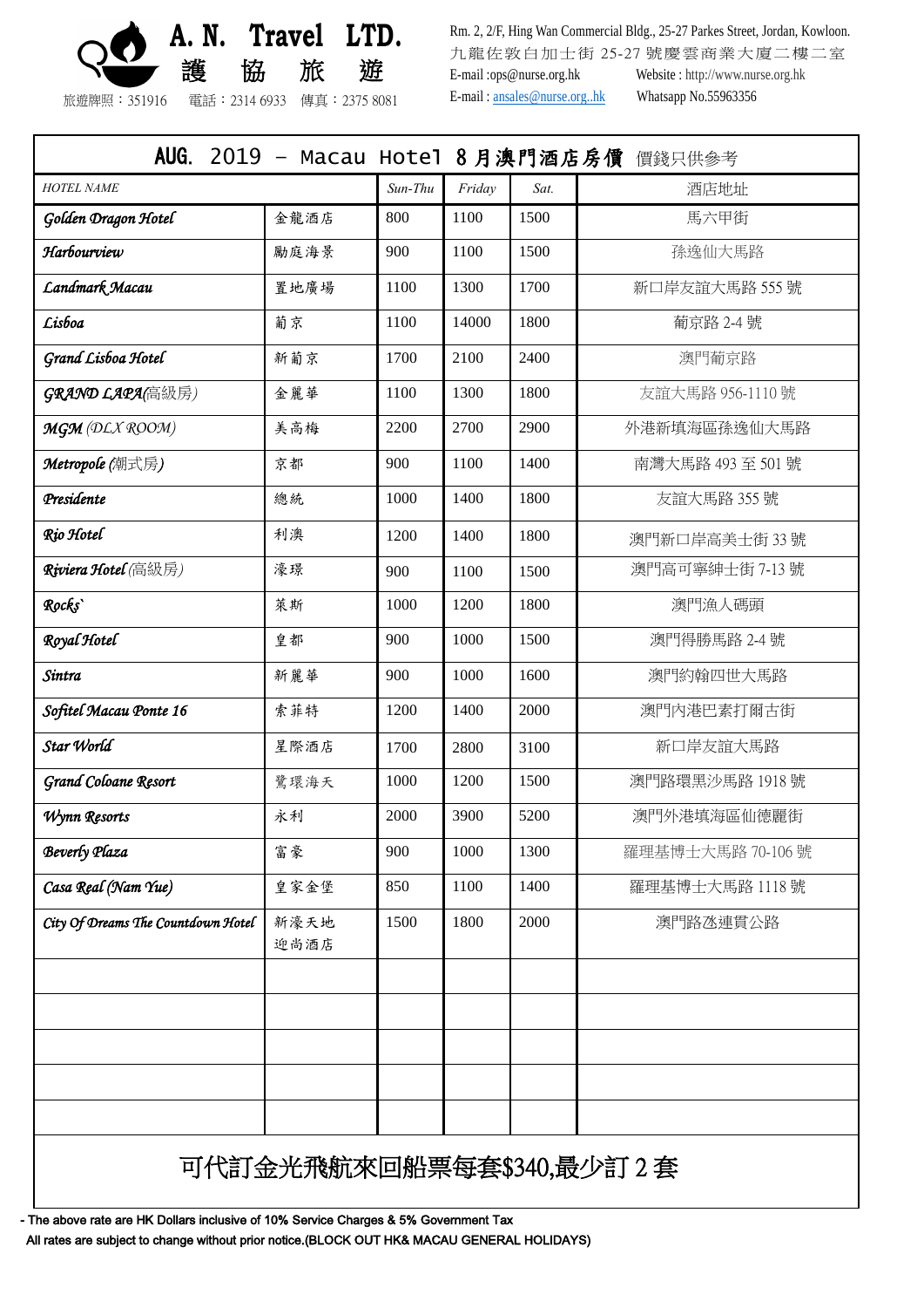# A. N. Travel LTD.
# 護 協 旅 遊

旅遊牌照：351916　電話：2314 6933　傳真：2375 8081

Rm. 2, 2/F, Hing Wan Commercial Bldg., 25-27 Parkes Street, Jordan, Kowloon.
九龍佐敦白加士街 25-27 號慶雲商業大廈二樓二室
E-mail :ops@nurse.org.hk　　Website : http://www.nurse.org.hk
E-mail : ansales@nurse.org..hk　　Whatsapp No.55963356

| AUG. 2019 – Macau Hotel 8月澳門酒店房價 價錢只供參考 | | | | | |
|---|---|---|---|---|---|
| *HOTEL NAME* | | *Sun-Thu* | *Friday* | *Sat.* | 酒店地址 |
| *Golden Dragon Hotel* | 金龍酒店 | 800 | 1100 | 1500 | 馬六甲街 |
| *Harbourview* | 勵庭海景 | 900 | 1100 | 1500 | 孫逸仙大馬路 |
| *Landmark Macau* | 置地廣場 | 1100 | 1300 | 1700 | 新口岸友誼大馬路 555 號 |
| *Lisboa* | 葡京 | 1100 | 14000 | 1800 | 葡京路 2-4 號 |
| *Grand Lisboa Hotel* | 新葡京 | 1700 | 2100 | 2400 | 澳門葡京路 |
| *GRAND LAPA(高級房)* | 金麗華 | 1100 | 1300 | 1800 | 友誼大馬路 956-1110 號 |
| *MGM (DLX ROOM)* | 美高梅 | 2200 | 2700 | 2900 | 外港新填海區孫逸仙大馬路 |
| *Metropole (潮式房)* | 京都 | 900 | 1100 | 1400 | 南灣大馬路 493 至 501 號 |
| *Presidente* | 總統 | 1000 | 1400 | 1800 | 友誼大馬路 355 號 |
| *Rio Hotel* | 利澳 | 1200 | 1400 | 1800 | 澳門新口岸高美士街 33 號 |
| *Riviera Hotel (高級房)* | 濠璟 | 900 | 1100 | 1500 | 澳門高可寧紳士街 7-13 號 |
| *Rocks`* | 萊斯 | 1000 | 1200 | 1800 | 澳門漁人碼頭 |
| *Royal Hotel* | 皇都 | 900 | 1000 | 1500 | 澳門得勝馬路 2-4 號 |
| *Sintra* | 新麗華 | 900 | 1000 | 1600 | 澳門約翰四世大馬路 |
| *Sofitel Macau Ponte 16* | 索菲特 | 1200 | 1400 | 2000 | 澳門內港巴素打爾古街 |
| *Star World* | 星際酒店 | 1700 | 2800 | 3100 | 新口岸友誼大馬路 |
| *Grand Coloane Resort* | 鷺環海天 | 1000 | 1200 | 1500 | 澳門路環黑沙馬路 1918 號 |
| *Wynn Resorts* | 永利 | 2000 | 3900 | 5200 | 澳門外港填海區仙德麗街 |
| *Beverly Plaza* | 富豪 | 900 | 1000 | 1300 | 羅理基博士大馬路 70-106 號 |
| *Casa Real (Nam Yue)* | 皇家金堡 | 850 | 1100 | 1400 | 羅理基博士大馬路 1118 號 |
| *City Of Dreams The Countdown Hotel* | 新濠天地迎尚酒店 | 1500 | 1800 | 2000 | 澳門路氹連貫公路 |
| | | | | | |
| | | | | | |
| | | | | | |
| | | | | | |
| | | | | | |

## 可代訂金光飛航來回船票每套$340,最少訂 2 套

- The above rate are HK Dollars inclusive of 10% Service Charges & 5% Government Tax

All rates are subject to change without prior notice.(BLOCK OUT HK& MACAU GENERAL HOLIDAYS)